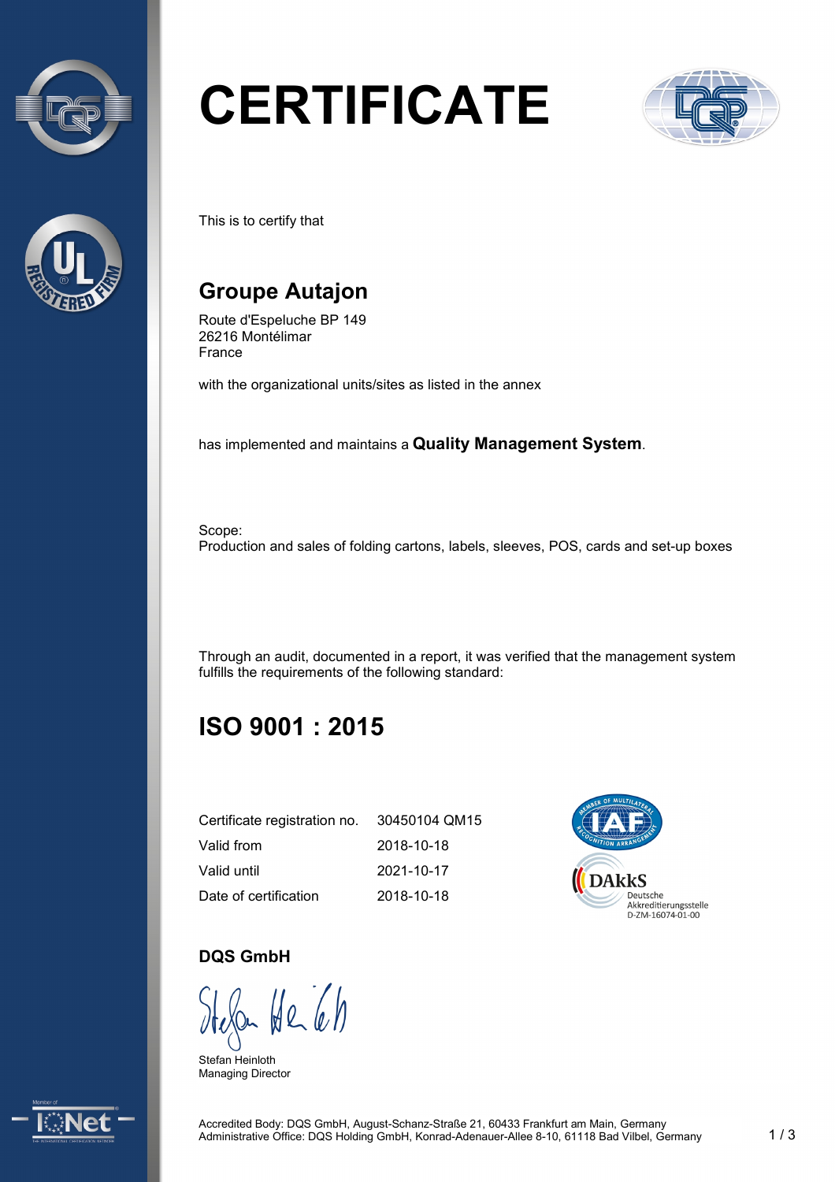# CERTIFICATE

This is to certify that

## Groupe Autajon

Route d'Espeluche BP 149
26216 Montélimar
France

with the organizational units/sites as listed in the annex

has implemented and maintains a **Quality Management System**.

Scope:
Production and sales of folding cartons, labels, sleeves, POS, cards and set-up boxes

Through an audit, documented in a report, it was verified that the management system fulfills the requirements of the following standard:

## ISO 9001 : 2015

| | |
|---|---|
| Certificate registration no. | 30450104 QM15 |
| Valid from | 2018-10-18 |
| Valid until | 2021-10-17 |
| Date of certification | 2018-10-18 |

DAkkS
Deutsche Akkreditierungsstelle
D-ZM-16074-01-00

**DQS GmbH**

Stefan Heinloth
Managing Director

Accredited Body: DQS GmbH, August-Schanz-Straße 21, 60433 Frankfurt am Main, Germany
Administrative Office: DQS Holding GmbH, Konrad-Adenauer-Allee 8-10, 61118 Bad Vilbel, Germany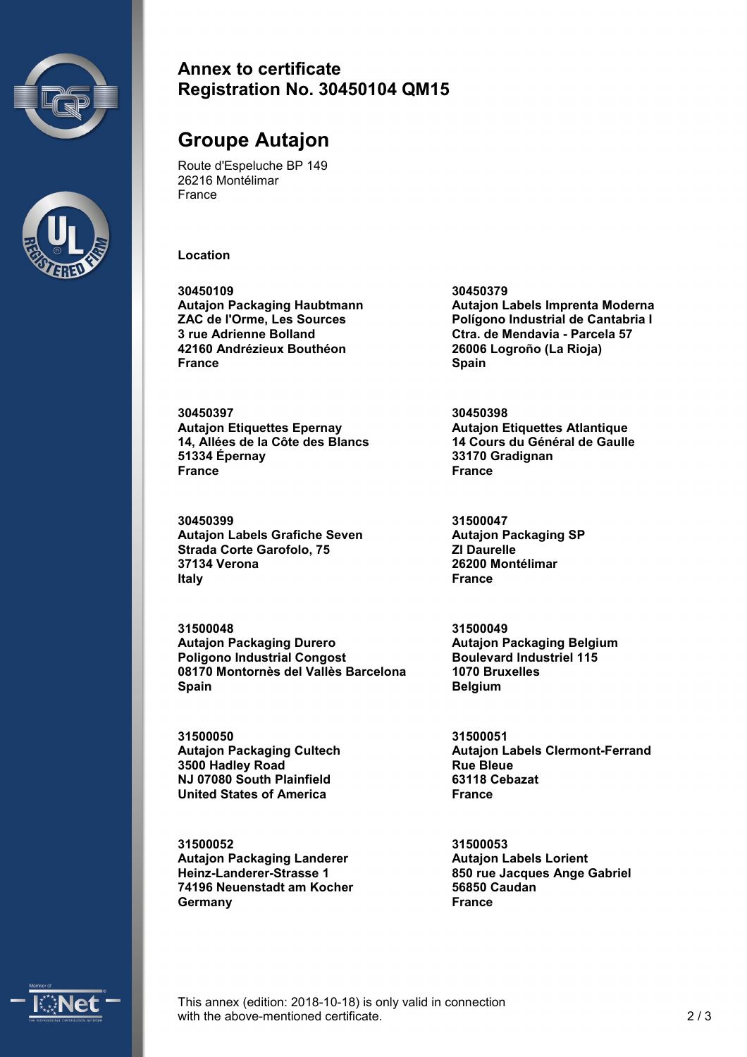# Annex to certificate
# Registration No. 30450104 QM15

## Groupe Autajon

Route d'Espeluche BP 149
26216 Montélimar
France

### Location

**30450109**
**Autajon Packaging Haubtmann**
**ZAC de l'Orme, Les Sources**
**3 rue Adrienne Bolland**
**42160 Andrézieux Bouthéon**
**France**

**30450379**
**Autajon Labels Imprenta Moderna**
**Polígono Industrial de Cantabria I**
**Ctra. de Mendavia - Parcela 57**
**26006 Logroño (La Rioja)**
**Spain**

**30450397**
**Autajon Etiquettes Epernay**
**14, Allées de la Côte des Blancs**
**51334 Épernay**
**France**

**30450398**
**Autajon Etiquettes Atlantique**
**14 Cours du Général de Gaulle**
**33170 Gradignan**
**France**

**30450399**
**Autajon Labels Grafiche Seven**
**Strada Corte Garofolo, 75**
**37134 Verona**
**Italy**

**31500047**
**Autajon Packaging SP**
**ZI Daurelle**
**26200 Montélimar**
**France**

**31500048**
**Autajon Packaging Durero**
**Poligono Industrial Congost**
**08170 Montornès del Vallès Barcelona**
**Spain**

**31500049**
**Autajon Packaging Belgium**
**Boulevard Industriel 115**
**1070 Bruxelles**
**Belgium**

**31500050**
**Autajon Packaging Cultech**
**3500 Hadley Road**
**NJ 07080 South Plainfield**
**United States of America**

**31500051**
**Autajon Labels Clermont-Ferrand**
**Rue Bleue**
**63118 Cebazat**
**France**

**31500052**
**Autajon Packaging Landerer**
**Heinz-Landerer-Strasse 1**
**74196 Neuenstadt am Kocher**
**Germany**

**31500053**
**Autajon Labels Lorient**
**850 rue Jacques Ange Gabriel**
**56850 Caudan**
**France**

This annex (edition: 2018-10-18) is only valid in connection with the above-mentioned certificate.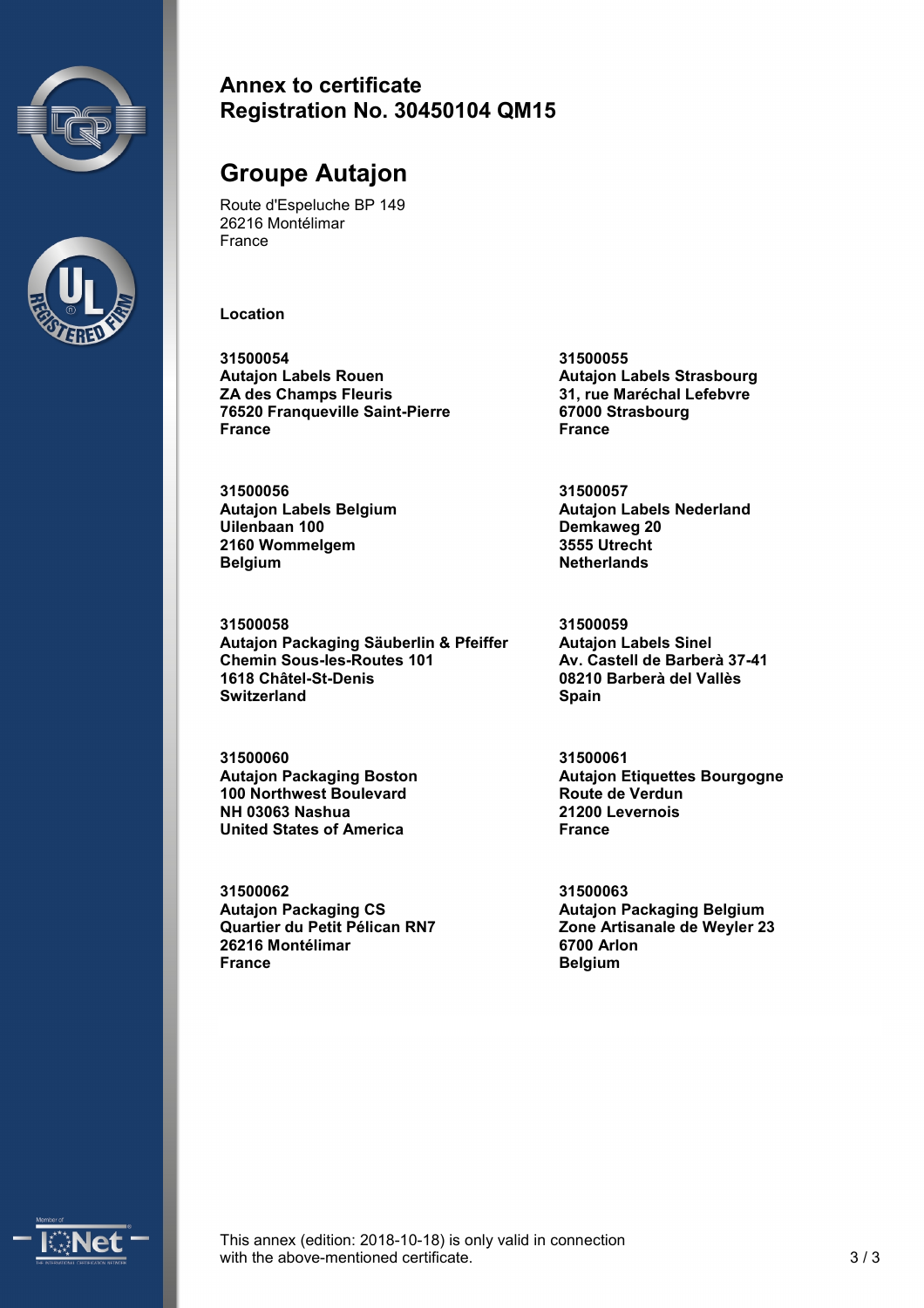# Annex to certificate
# Registration No. 30450104 QM15

## Groupe Autajon

Route d'Espeluche BP 149
26216 Montélimar
France

**Location**

**31500054**
**Autajon Labels Rouen**
**ZA des Champs Fleuris**
**76520 Franqueville Saint-Pierre**
**France**

**31500055**
**Autajon Labels Strasbourg**
**31, rue Maréchal Lefebvre**
**67000 Strasbourg**
**France**

**31500056**
**Autajon Labels Belgium**
**Uilenbaan 100**
**2160 Wommelgem**
**Belgium**

**31500057**
**Autajon Labels Nederland**
**Demkaweg 20**
**3555 Utrecht**
**Netherlands**

**31500058**
**Autajon Packaging Säuberlin & Pfeiffer**
**Chemin Sous-les-Routes 101**
**1618 Châtel-St-Denis**
**Switzerland**

**31500059**
**Autajon Labels Sinel**
**Av. Castell de Barberà 37-41**
**08210 Barberà del Vallès**
**Spain**

**31500060**
**Autajon Packaging Boston**
**100 Northwest Boulevard**
**NH 03063 Nashua**
**United States of America**

**31500061**
**Autajon Etiquettes Bourgogne**
**Route de Verdun**
**21200 Levernois**
**France**

**31500062**
**Autajon Packaging CS**
**Quartier du Petit Pélican RN7**
**26216 Montélimar**
**France**

**31500063**
**Autajon Packaging Belgium**
**Zone Artisanale de Weyler 23**
**6700 Arlon**
**Belgium**

This annex (edition: 2018-10-18) is only valid in connection with the above-mentioned certificate.